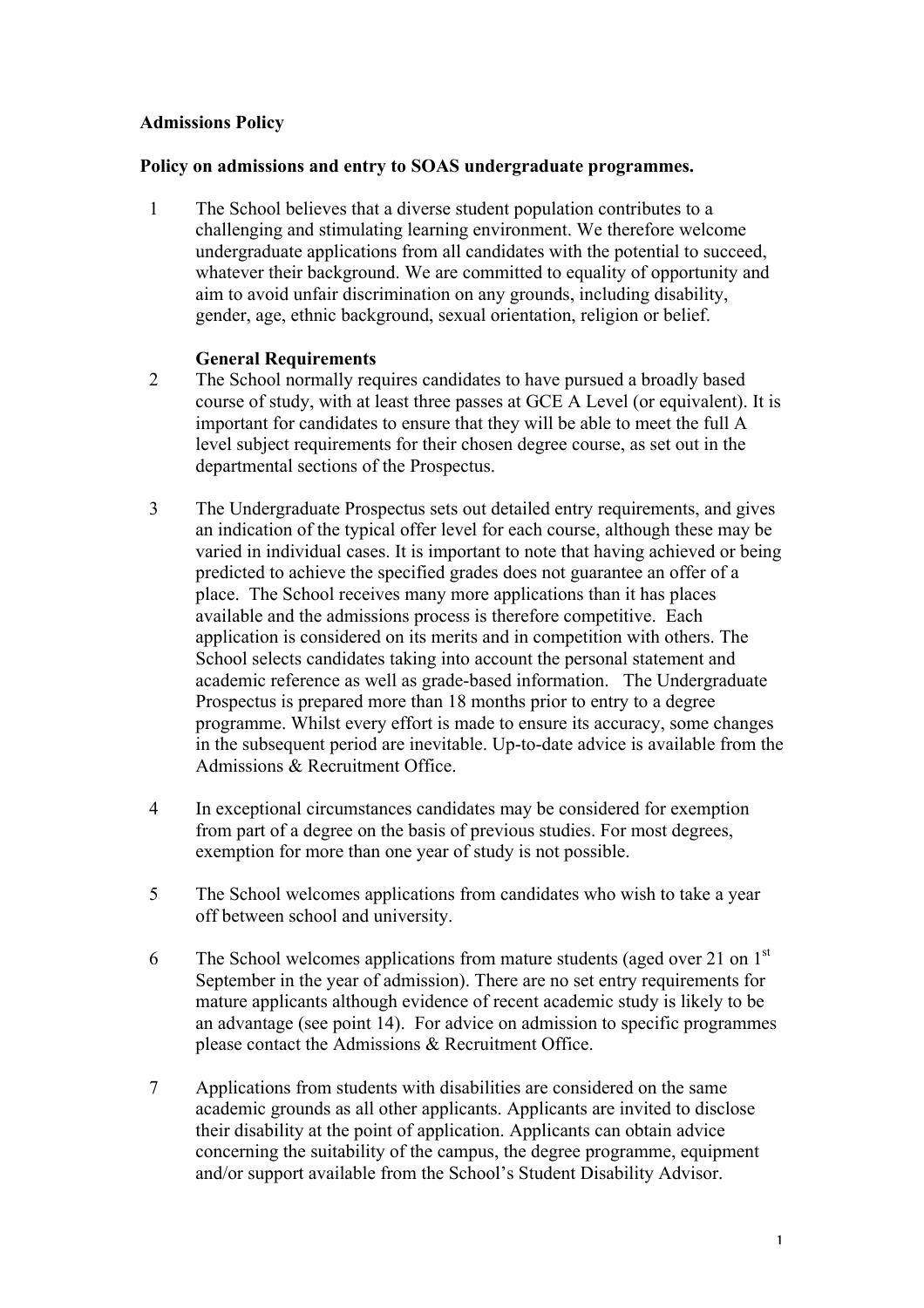**Admissions Policy**

**Policy on admissions and entry to SOAS undergraduate programmes.**

1 The School believes that a diverse student population contributes to a challenging and stimulating learning environment. We therefore welcome undergraduate applications from all candidates with the potential to succeed, whatever their background. We are committed to equality of opportunity and aim to avoid unfair discrimination on any grounds, including disability, gender, age, ethnic background, sexual orientation, religion or belief.

**General Requirements**

2 The School normally requires candidates to have pursued a broadly based course of study, with at least three passes at GCE A Level (or equivalent). It is important for candidates to ensure that they will be able to meet the full A level subject requirements for their chosen degree course, as set out in the departmental sections of the Prospectus.

3 The Undergraduate Prospectus sets out detailed entry requirements, and gives an indication of the typical offer level for each course, although these may be varied in individual cases. It is important to note that having achieved or being predicted to achieve the specified grades does not guarantee an offer of a place. The School receives many more applications than it has places available and the admissions process is therefore competitive. Each application is considered on its merits and in competition with others. The School selects candidates taking into account the personal statement and academic reference as well as grade-based information. The Undergraduate Prospectus is prepared more than 18 months prior to entry to a degree programme. Whilst every effort is made to ensure its accuracy, some changes in the subsequent period are inevitable. Up-to-date advice is available from the Admissions & Recruitment Office.

4 In exceptional circumstances candidates may be considered for exemption from part of a degree on the basis of previous studies. For most degrees, exemption for more than one year of study is not possible.

5 The School welcomes applications from candidates who wish to take a year off between school and university.

6 The School welcomes applications from mature students (aged over 21 on 1st September in the year of admission). There are no set entry requirements for mature applicants although evidence of recent academic study is likely to be an advantage (see point 14). For advice on admission to specific programmes please contact the Admissions & Recruitment Office.

7 Applications from students with disabilities are considered on the same academic grounds as all other applicants. Applicants are invited to disclose their disability at the point of application. Applicants can obtain advice concerning the suitability of the campus, the degree programme, equipment and/or support available from the School's Student Disability Advisor.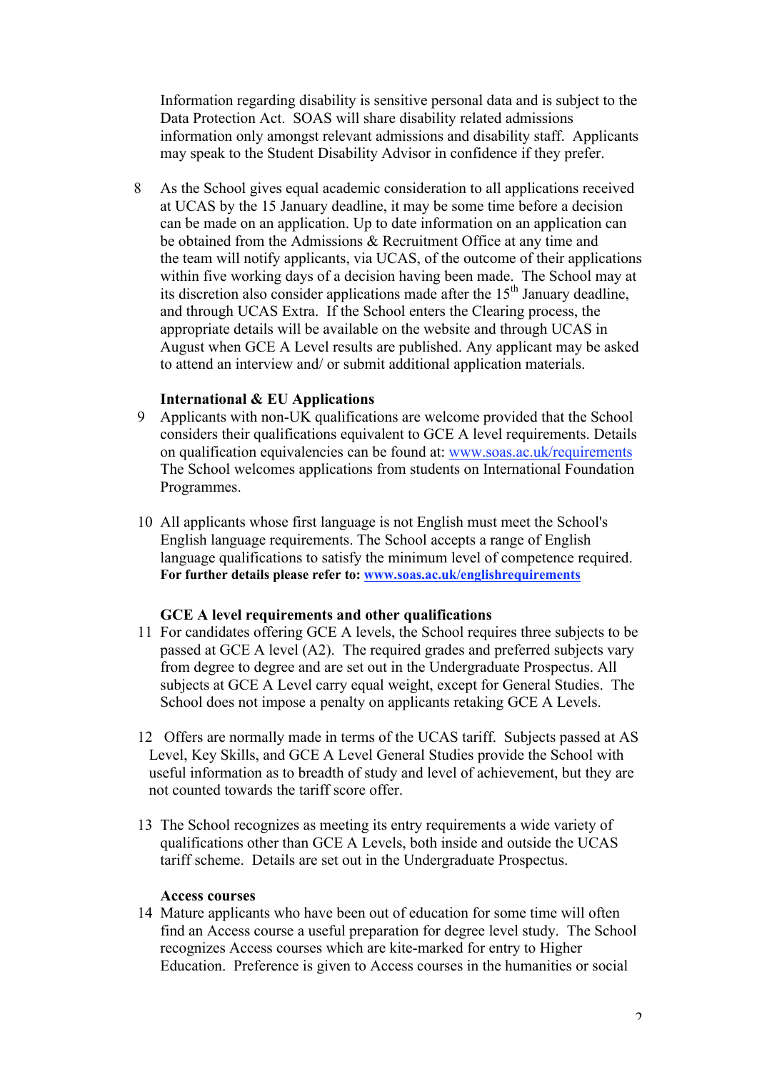Information regarding disability is sensitive personal data and is subject to the Data Protection Act. SOAS will share disability related admissions information only amongst relevant admissions and disability staff. Applicants may speak to the Student Disability Advisor in confidence if they prefer.

8 As the School gives equal academic consideration to all applications received at UCAS by the 15 January deadline, it may be some time before a decision can be made on an application. Up to date information on an application can be obtained from the Admissions & Recruitment Office at any time and the team will notify applicants, via UCAS, of the outcome of their applications within five working days of a decision having been made. The School may at its discretion also consider applications made after the 15th January deadline, and through UCAS Extra. If the School enters the Clearing process, the appropriate details will be available on the website and through UCAS in August when GCE A Level results are published. Any applicant may be asked to attend an interview and/ or submit additional application materials.

**International & EU Applications**

9 Applicants with non-UK qualifications are welcome provided that the School considers their qualifications equivalent to GCE A level requirements. Details on qualification equivalencies can be found at: www.soas.ac.uk/requirements The School welcomes applications from students on International Foundation Programmes.

10 All applicants whose first language is not English must meet the School's English language requirements. The School accepts a range of English language qualifications to satisfy the minimum level of competence required. **For further details please refer to: www.soas.ac.uk/englishrequirements**

**GCE A level requirements and other qualifications**

11 For candidates offering GCE A levels, the School requires three subjects to be passed at GCE A level (A2). The required grades and preferred subjects vary from degree to degree and are set out in the Undergraduate Prospectus. All subjects at GCE A Level carry equal weight, except for General Studies. The School does not impose a penalty on applicants retaking GCE A Levels.

12 Offers are normally made in terms of the UCAS tariff. Subjects passed at AS Level, Key Skills, and GCE A Level General Studies provide the School with useful information as to breadth of study and level of achievement, but they are not counted towards the tariff score offer.

13 The School recognizes as meeting its entry requirements a wide variety of qualifications other than GCE A Levels, both inside and outside the UCAS tariff scheme. Details are set out in the Undergraduate Prospectus.

**Access courses**

14 Mature applicants who have been out of education for some time will often find an Access course a useful preparation for degree level study. The School recognizes Access courses which are kite-marked for entry to Higher Education. Preference is given to Access courses in the humanities or social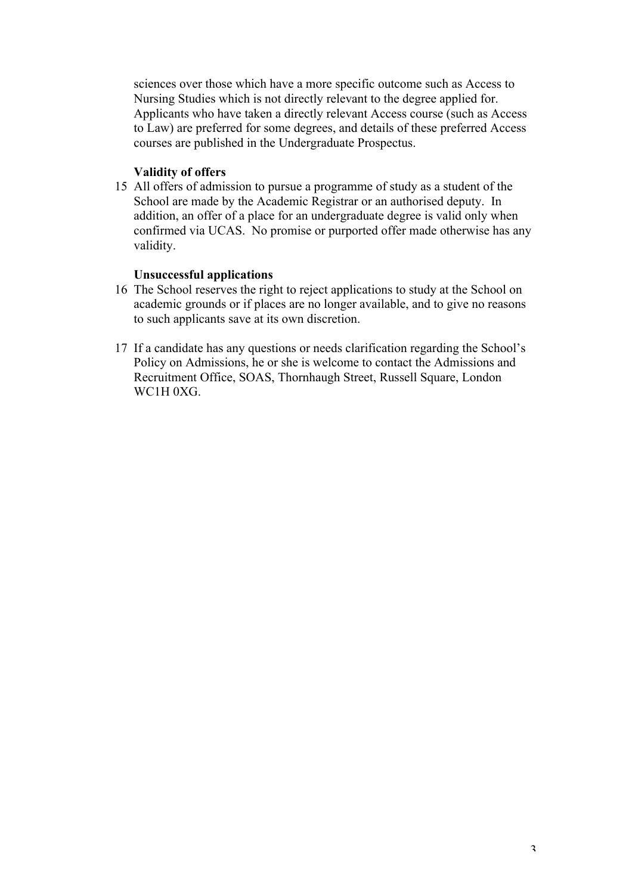sciences over those which have a more specific outcome such as Access to Nursing Studies which is not directly relevant to the degree applied for. Applicants who have taken a directly relevant Access course (such as Access to Law) are preferred for some degrees, and details of these preferred Access courses are published in the Undergraduate Prospectus.

**Validity of offers**

15 All offers of admission to pursue a programme of study as a student of the School are made by the Academic Registrar or an authorised deputy. In addition, an offer of a place for an undergraduate degree is valid only when confirmed via UCAS. No promise or purported offer made otherwise has any validity.

**Unsuccessful applications**

16 The School reserves the right to reject applications to study at the School on academic grounds or if places are no longer available, and to give no reasons to such applicants save at its own discretion.

17 If a candidate has any questions or needs clarification regarding the School's Policy on Admissions, he or she is welcome to contact the Admissions and Recruitment Office, SOAS, Thornhaugh Street, Russell Square, London WC1H 0XG.